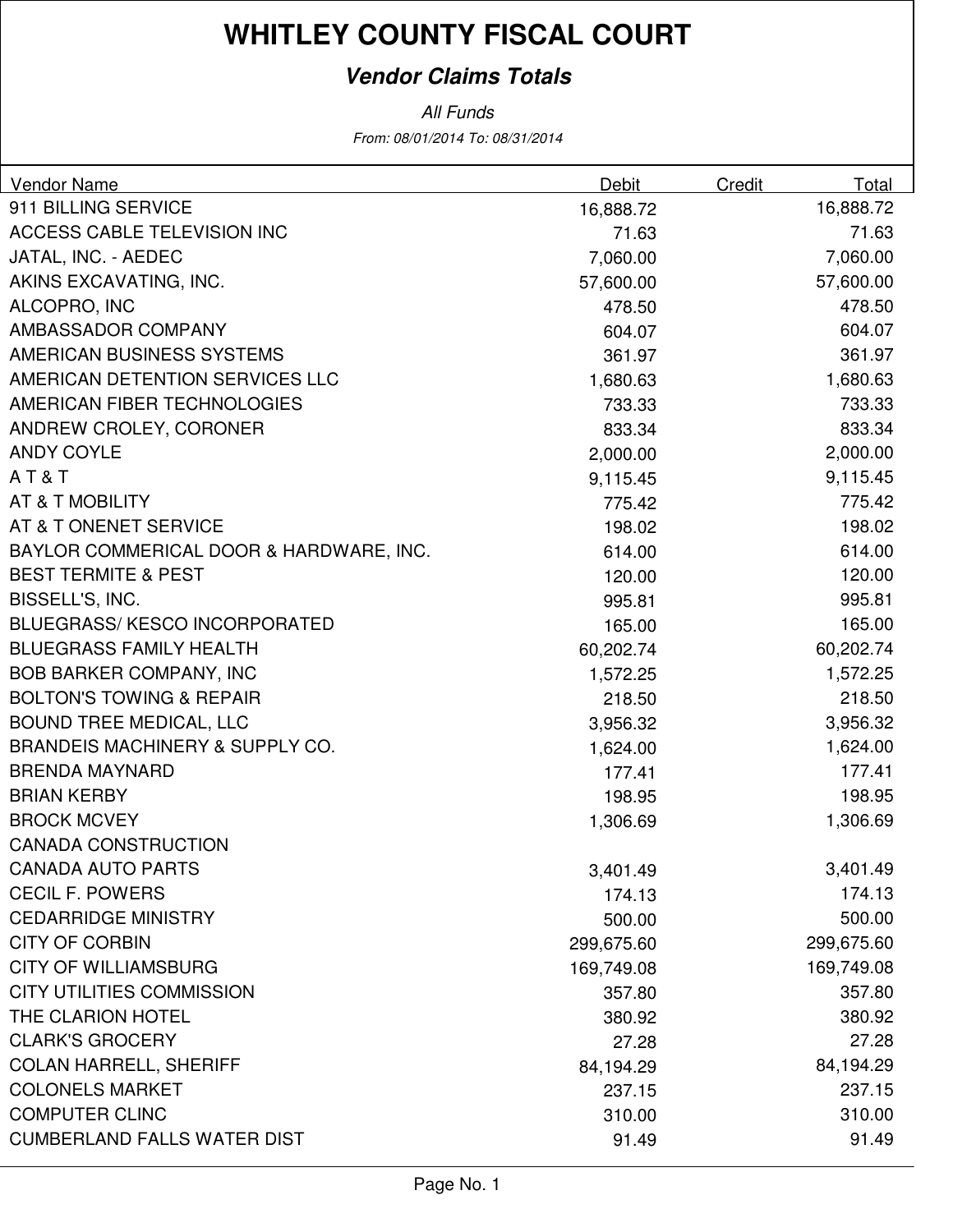# WHITLEY COUNTY FISCAL COURT

### *Vendor Claims Totals*

*All Funds*

*From: 08/01/2014 To: 08/31/2014*

| Vendor Name | Debit | Credit | Total |
|---|---|---|---|
| 911 BILLING SERVICE | 16,888.72 | | 16,888.72 |
| ACCESS CABLE TELEVISION INC | 71.63 | | 71.63 |
| JATAL, INC. - AEDEC | 7,060.00 | | 7,060.00 |
| AKINS EXCAVATING, INC. | 57,600.00 | | 57,600.00 |
| ALCOPRO, INC | 478.50 | | 478.50 |
| AMBASSADOR COMPANY | 604.07 | | 604.07 |
| AMERICAN BUSINESS SYSTEMS | 361.97 | | 361.97 |
| AMERICAN DETENTION SERVICES LLC | 1,680.63 | | 1,680.63 |
| AMERICAN FIBER TECHNOLOGIES | 733.33 | | 733.33 |
| ANDREW CROLEY, CORONER | 833.34 | | 833.34 |
| ANDY COYLE | 2,000.00 | | 2,000.00 |
| A T & T | 9,115.45 | | 9,115.45 |
| AT & T MOBILITY | 775.42 | | 775.42 |
| AT & T ONENET SERVICE | 198.02 | | 198.02 |
| BAYLOR COMMERICAL DOOR & HARDWARE, INC. | 614.00 | | 614.00 |
| BEST TERMITE & PEST | 120.00 | | 120.00 |
| BISSELL'S, INC. | 995.81 | | 995.81 |
| BLUEGRASS/ KESCO INCORPORATED | 165.00 | | 165.00 |
| BLUEGRASS FAMILY HEALTH | 60,202.74 | | 60,202.74 |
| BOB BARKER COMPANY, INC | 1,572.25 | | 1,572.25 |
| BOLTON'S TOWING & REPAIR | 218.50 | | 218.50 |
| BOUND TREE MEDICAL, LLC | 3,956.32 | | 3,956.32 |
| BRANDEIS MACHINERY & SUPPLY CO. | 1,624.00 | | 1,624.00 |
| BRENDA MAYNARD | 177.41 | | 177.41 |
| BRIAN KERBY | 198.95 | | 198.95 |
| BROCK MCVEY | 1,306.69 | | 1,306.69 |
| CANADA CONSTRUCTION | | | |
| CANADA AUTO PARTS | 3,401.49 | | 3,401.49 |
| CECIL F. POWERS | 174.13 | | 174.13 |
| CEDARRIDGE MINISTRY | 500.00 | | 500.00 |
| CITY OF CORBIN | 299,675.60 | | 299,675.60 |
| CITY OF WILLIAMSBURG | 169,749.08 | | 169,749.08 |
| CITY UTILITIES COMMISSION | 357.80 | | 357.80 |
| THE CLARION HOTEL | 380.92 | | 380.92 |
| CLARK'S GROCERY | 27.28 | | 27.28 |
| COLAN HARRELL, SHERIFF | 84,194.29 | | 84,194.29 |
| COLONELS MARKET | 237.15 | | 237.15 |
| COMPUTER CLINC | 310.00 | | 310.00 |
| CUMBERLAND FALLS WATER DIST | 91.49 | | 91.49 |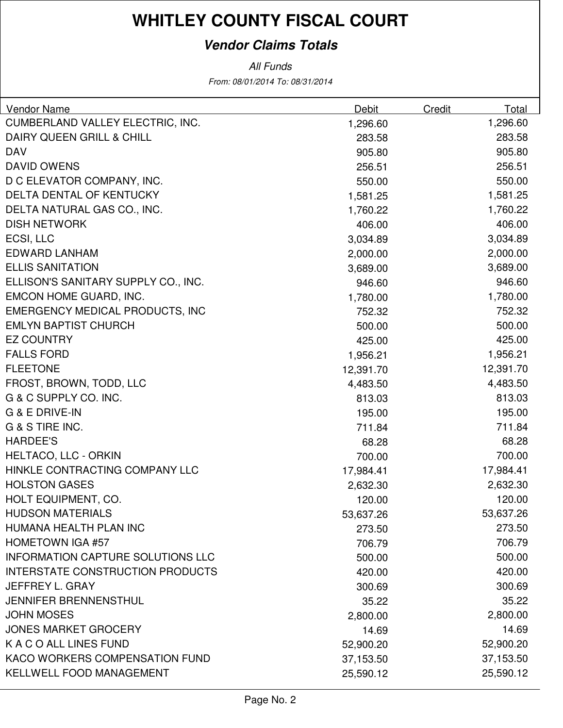# WHITLEY COUNTY FISCAL COURT

## *Vendor Claims Totals*

*All Funds*

*From: 08/01/2014 To: 08/31/2014*

| Vendor Name | Debit | Credit | Total |
|---|---|---|---|
| CUMBERLAND VALLEY ELECTRIC, INC. | 1,296.60 | | 1,296.60 |
| DAIRY QUEEN GRILL & CHILL | 283.58 | | 283.58 |
| DAV | 905.80 | | 905.80 |
| DAVID OWENS | 256.51 | | 256.51 |
| D C ELEVATOR COMPANY, INC. | 550.00 | | 550.00 |
| DELTA DENTAL OF KENTUCKY | 1,581.25 | | 1,581.25 |
| DELTA NATURAL GAS CO., INC. | 1,760.22 | | 1,760.22 |
| DISH NETWORK | 406.00 | | 406.00 |
| ECSI, LLC | 3,034.89 | | 3,034.89 |
| EDWARD LANHAM | 2,000.00 | | 2,000.00 |
| ELLIS SANITATION | 3,689.00 | | 3,689.00 |
| ELLISON'S SANITARY SUPPLY CO., INC. | 946.60 | | 946.60 |
| EMCON HOME GUARD, INC. | 1,780.00 | | 1,780.00 |
| EMERGENCY MEDICAL PRODUCTS, INC | 752.32 | | 752.32 |
| EMLYN BAPTIST CHURCH | 500.00 | | 500.00 |
| EZ COUNTRY | 425.00 | | 425.00 |
| FALLS FORD | 1,956.21 | | 1,956.21 |
| FLEETONE | 12,391.70 | | 12,391.70 |
| FROST, BROWN, TODD, LLC | 4,483.50 | | 4,483.50 |
| G & C SUPPLY CO. INC. | 813.03 | | 813.03 |
| G & E DRIVE-IN | 195.00 | | 195.00 |
| G & S TIRE INC. | 711.84 | | 711.84 |
| HARDEE'S | 68.28 | | 68.28 |
| HELTACO, LLC - ORKIN | 700.00 | | 700.00 |
| HINKLE CONTRACTING COMPANY LLC | 17,984.41 | | 17,984.41 |
| HOLSTON GASES | 2,632.30 | | 2,632.30 |
| HOLT EQUIPMENT, CO. | 120.00 | | 120.00 |
| HUDSON MATERIALS | 53,637.26 | | 53,637.26 |
| HUMANA HEALTH PLAN INC | 273.50 | | 273.50 |
| HOMETOWN IGA #57 | 706.79 | | 706.79 |
| INFORMATION CAPTURE SOLUTIONS LLC | 500.00 | | 500.00 |
| INTERSTATE CONSTRUCTION PRODUCTS | 420.00 | | 420.00 |
| JEFFREY L. GRAY | 300.69 | | 300.69 |
| JENNIFER BRENNENSTHUL | 35.22 | | 35.22 |
| JOHN MOSES | 2,800.00 | | 2,800.00 |
| JONES MARKET GROCERY | 14.69 | | 14.69 |
| K A C O ALL LINES FUND | 52,900.20 | | 52,900.20 |
| KACO WORKERS COMPENSATION FUND | 37,153.50 | | 37,153.50 |
| KELLWELL FOOD MANAGEMENT | 25,590.12 | | 25,590.12 |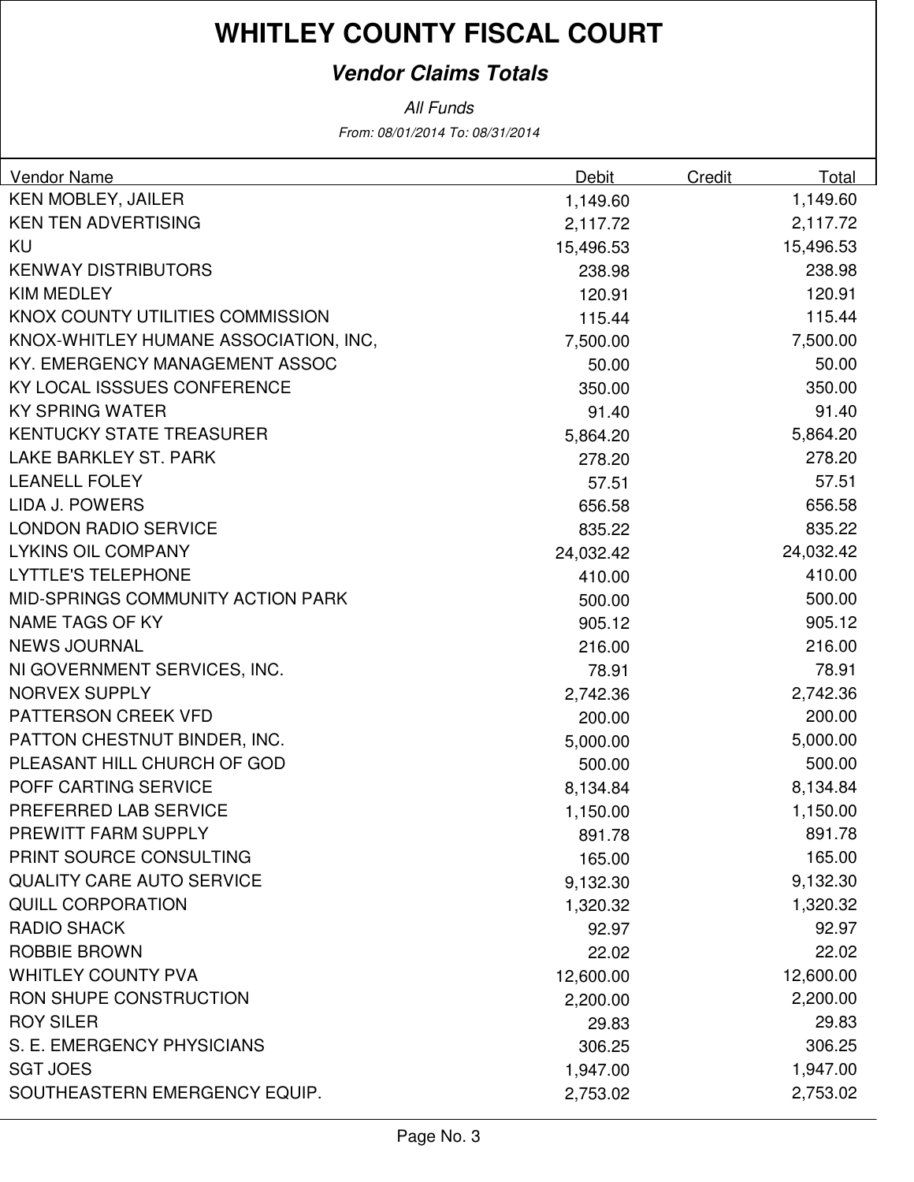# WHITLEY COUNTY FISCAL COURT

## *Vendor Claims Totals*

*All Funds*

*From: 08/01/2014 To: 08/31/2014*

| Vendor Name | Debit | Credit | Total |
|---|---|---|---|
| KEN MOBLEY, JAILER | 1,149.60 | | 1,149.60 |
| KEN TEN ADVERTISING | 2,117.72 | | 2,117.72 |
| KU | 15,496.53 | | 15,496.53 |
| KENWAY DISTRIBUTORS | 238.98 | | 238.98 |
| KIM MEDLEY | 120.91 | | 120.91 |
| KNOX COUNTY UTILITIES COMMISSION | 115.44 | | 115.44 |
| KNOX-WHITLEY HUMANE ASSOCIATION, INC, | 7,500.00 | | 7,500.00 |
| KY. EMERGENCY MANAGEMENT ASSOC | 50.00 | | 50.00 |
| KY LOCAL ISSSUES CONFERENCE | 350.00 | | 350.00 |
| KY SPRING WATER | 91.40 | | 91.40 |
| KENTUCKY STATE TREASURER | 5,864.20 | | 5,864.20 |
| LAKE BARKLEY ST. PARK | 278.20 | | 278.20 |
| LEANELL FOLEY | 57.51 | | 57.51 |
| LIDA J. POWERS | 656.58 | | 656.58 |
| LONDON RADIO SERVICE | 835.22 | | 835.22 |
| LYKINS OIL COMPANY | 24,032.42 | | 24,032.42 |
| LYTTLE'S TELEPHONE | 410.00 | | 410.00 |
| MID-SPRINGS COMMUNITY ACTION PARK | 500.00 | | 500.00 |
| NAME TAGS OF KY | 905.12 | | 905.12 |
| NEWS JOURNAL | 216.00 | | 216.00 |
| NI GOVERNMENT SERVICES, INC. | 78.91 | | 78.91 |
| NORVEX SUPPLY | 2,742.36 | | 2,742.36 |
| PATTERSON CREEK VFD | 200.00 | | 200.00 |
| PATTON CHESTNUT BINDER, INC. | 5,000.00 | | 5,000.00 |
| PLEASANT HILL CHURCH OF GOD | 500.00 | | 500.00 |
| POFF CARTING SERVICE | 8,134.84 | | 8,134.84 |
| PREFERRED LAB SERVICE | 1,150.00 | | 1,150.00 |
| PREWITT FARM SUPPLY | 891.78 | | 891.78 |
| PRINT SOURCE CONSULTING | 165.00 | | 165.00 |
| QUALITY CARE AUTO SERVICE | 9,132.30 | | 9,132.30 |
| QUILL CORPORATION | 1,320.32 | | 1,320.32 |
| RADIO SHACK | 92.97 | | 92.97 |
| ROBBIE BROWN | 22.02 | | 22.02 |
| WHITLEY COUNTY PVA | 12,600.00 | | 12,600.00 |
| RON SHUPE CONSTRUCTION | 2,200.00 | | 2,200.00 |
| ROY SILER | 29.83 | | 29.83 |
| S. E. EMERGENCY PHYSICIANS | 306.25 | | 306.25 |
| SGT JOES | 1,947.00 | | 1,947.00 |
| SOUTHEASTERN EMERGENCY EQUIP. | 2,753.02 | | 2,753.02 |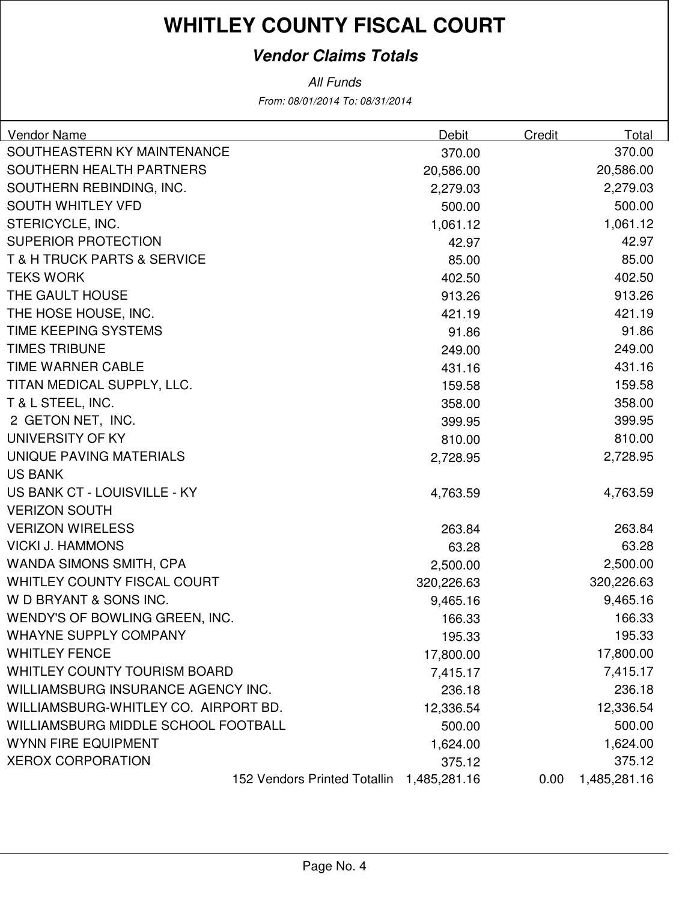# WHITLEY COUNTY FISCAL COURT

## *Vendor Claims Totals*

*All Funds*

*From: 08/01/2014 To: 08/31/2014*

| Vendor Name | Debit | Credit | Total |
|---|---|---|---|
| SOUTHEASTERN KY MAINTENANCE | 370.00 | | 370.00 |
| SOUTHERN HEALTH PARTNERS | 20,586.00 | | 20,586.00 |
| SOUTHERN REBINDING, INC. | 2,279.03 | | 2,279.03 |
| SOUTH WHITLEY VFD | 500.00 | | 500.00 |
| STERICYCLE, INC. | 1,061.12 | | 1,061.12 |
| SUPERIOR PROTECTION | 42.97 | | 42.97 |
| T & H TRUCK PARTS & SERVICE | 85.00 | | 85.00 |
| TEKS WORK | 402.50 | | 402.50 |
| THE GAULT HOUSE | 913.26 | | 913.26 |
| THE HOSE HOUSE, INC. | 421.19 | | 421.19 |
| TIME KEEPING SYSTEMS | 91.86 | | 91.86 |
| TIMES TRIBUNE | 249.00 | | 249.00 |
| TIME WARNER CABLE | 431.16 | | 431.16 |
| TITAN MEDICAL SUPPLY, LLC. | 159.58 | | 159.58 |
| T & L STEEL, INC. | 358.00 | | 358.00 |
| 2 GETON NET, INC. | 399.95 | | 399.95 |
| UNIVERSITY OF KY | 810.00 | | 810.00 |
| UNIQUE PAVING MATERIALS | 2,728.95 | | 2,728.95 |
| US BANK | | | |
| US BANK CT - LOUISVILLE - KY | 4,763.59 | | 4,763.59 |
| VERIZON SOUTH | | | |
| VERIZON WIRELESS | 263.84 | | 263.84 |
| VICKI J. HAMMONS | 63.28 | | 63.28 |
| WANDA SIMONS SMITH, CPA | 2,500.00 | | 2,500.00 |
| WHITLEY COUNTY FISCAL COURT | 320,226.63 | | 320,226.63 |
| W D BRYANT & SONS INC. | 9,465.16 | | 9,465.16 |
| WENDY'S OF BOWLING GREEN, INC. | 166.33 | | 166.33 |
| WHAYNE SUPPLY COMPANY | 195.33 | | 195.33 |
| WHITLEY FENCE | 17,800.00 | | 17,800.00 |
| WHITLEY COUNTY TOURISM BOARD | 7,415.17 | | 7,415.17 |
| WILLIAMSBURG INSURANCE AGENCY INC. | 236.18 | | 236.18 |
| WILLIAMSBURG-WHITLEY CO. AIRPORT BD. | 12,336.54 | | 12,336.54 |
| WILLIAMSBURG MIDDLE SCHOOL FOOTBALL | 500.00 | | 500.00 |
| WYNN FIRE EQUIPMENT | 1,624.00 | | 1,624.00 |
| XEROX CORPORATION | 375.12 | | 375.12 |
| 152 Vendors Printed Totallin | 1,485,281.16 | 0.00 | 1,485,281.16 |